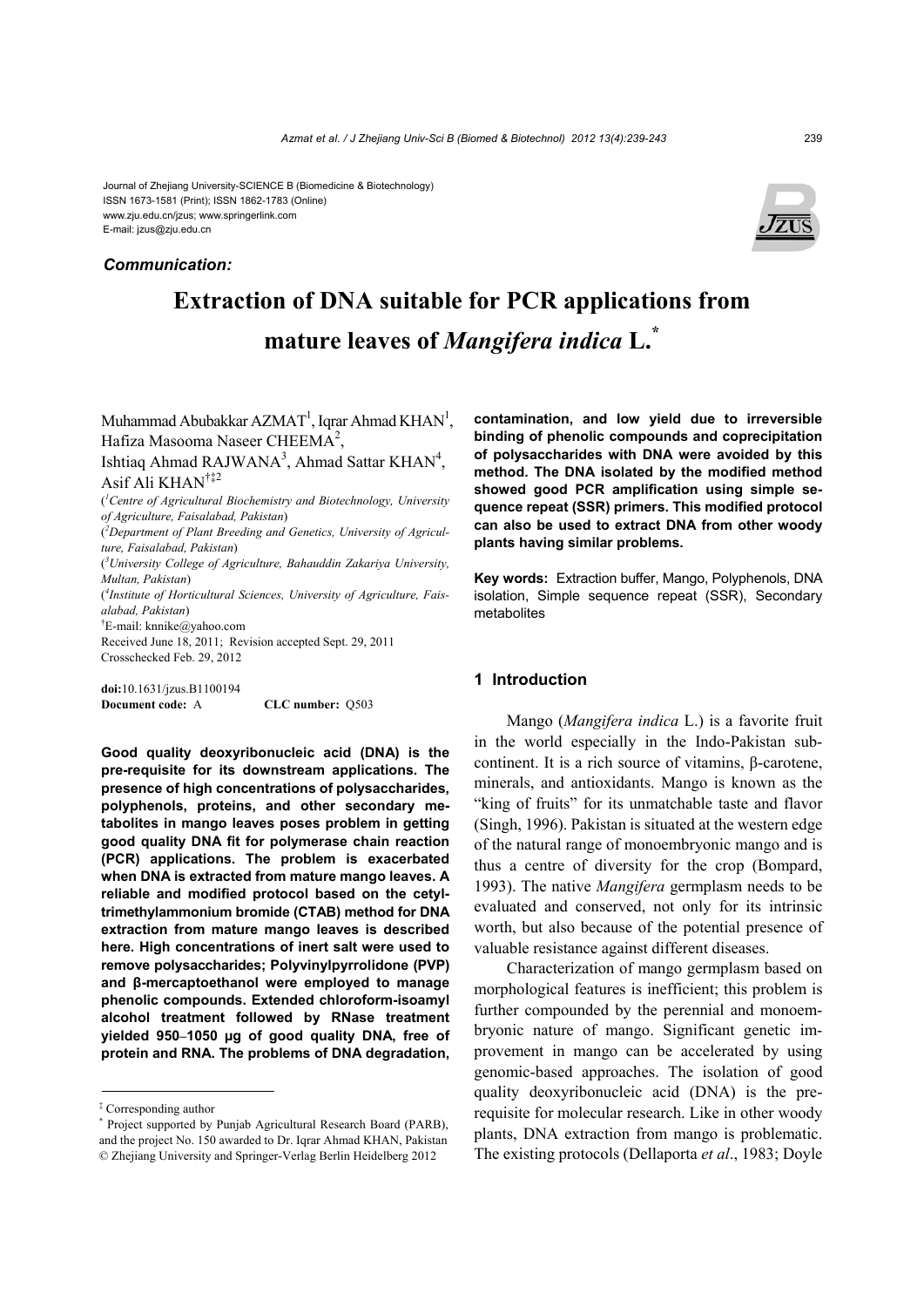Journal of Zhejiang University-SCIENCE B (Biomedicine & Biotechnology)
ISSN 1673-1581 (Print); ISSN 1862-1783 (Online)
www.zju.edu.cn/jzus; www.springerlink.com
E-mail: jzus@zju.edu.cn

***Communication:***

# Extraction of DNA suitable for PCR applications from mature leaves of *Mangifera indica* L.*

Muhammad Abubakkar AZMAT[1], Iqrar Ahmad KHAN[1], Hafiza Masooma Naseer CHEEMA[2], Ishtiaq Ahmad RAJWANA[3], Ahmad Sattar KHAN[4], Asif Ali KHAN[†‡2]

([1]*Centre of Agricultural Biochemistry and Biotechnology, University of Agriculture, Faisalabad, Pakistan*)

([2]*Department of Plant Breeding and Genetics, University of Agriculture, Faisalabad, Pakistan*)

([3]*University College of Agriculture, Bahauddin Zakariya University, Multan, Pakistan*)

([4]*Institute of Horticultural Sciences, University of Agriculture, Faisalabad, Pakistan*)

†E-mail: knnike@yahoo.com

Received June 18, 2011; Revision accepted Sept. 29, 2011
Crosschecked Feb. 29, 2012

**doi:**10.1631/jzus.B1100194
**Document code:** A **CLC number:** Q503

**Good quality deoxyribonucleic acid (DNA) is the pre-requisite for its downstream applications. The presence of high concentrations of polysaccharides, polyphenols, proteins, and other secondary metabolites in mango leaves poses problem in getting good quality DNA fit for polymerase chain reaction (PCR) applications. The problem is exacerbated when DNA is extracted from mature mango leaves. A reliable and modified protocol based on the cetyltrimethylammonium bromide (CTAB) method for DNA extraction from mature mango leaves is described here. High concentrations of inert salt were used to remove polysaccharides; Polyvinylpyrrolidone (PVP) and β-mercaptoethanol were employed to manage phenolic compounds. Extended chloroform-isoamyl alcohol treatment followed by RNase treatment yielded 950–1050 μg of good quality DNA, free of protein and RNA. The problems of DNA degradation, contamination, and low yield due to irreversible binding of phenolic compounds and coprecipitation of polysaccharides with DNA were avoided by this method. The DNA isolated by the modified method showed good PCR amplification using simple sequence repeat (SSR) primers. This modified protocol can also be used to extract DNA from other woody plants having similar problems.**

**Key words:** Extraction buffer, Mango, Polyphenols, DNA isolation, Simple sequence repeat (SSR), Secondary metabolites

## 1 Introduction

Mango (*Mangifera indica* L.) is a favorite fruit in the world especially in the Indo-Pakistan subcontinent. It is a rich source of vitamins, β-carotene, minerals, and antioxidants. Mango is known as the "king of fruits" for its unmatchable taste and flavor (Singh, 1996). Pakistan is situated at the western edge of the natural range of monoembryonic mango and is thus a centre of diversity for the crop (Bompard, 1993). The native *Mangifera* germplasm needs to be evaluated and conserved, not only for its intrinsic worth, but also because of the potential presence of valuable resistance against different diseases.

Characterization of mango germplasm based on morphological features is inefficient; this problem is further compounded by the perennial and monoembryonic nature of mango. Significant genetic improvement in mango can be accelerated by using genomic-based approaches. The isolation of good quality deoxyribonucleic acid (DNA) is the prerequisite for molecular research. Like in other woody plants, DNA extraction from mango is problematic. The existing protocols (Dellaporta *et al*., 1983; Doyle

---

‡ Corresponding author

\* Project supported by Punjab Agricultural Research Board (PARB), and the project No. 150 awarded to Dr. Iqrar Ahmad KHAN, Pakistan

© Zhejiang University and Springer-Verlag Berlin Heidelberg 2012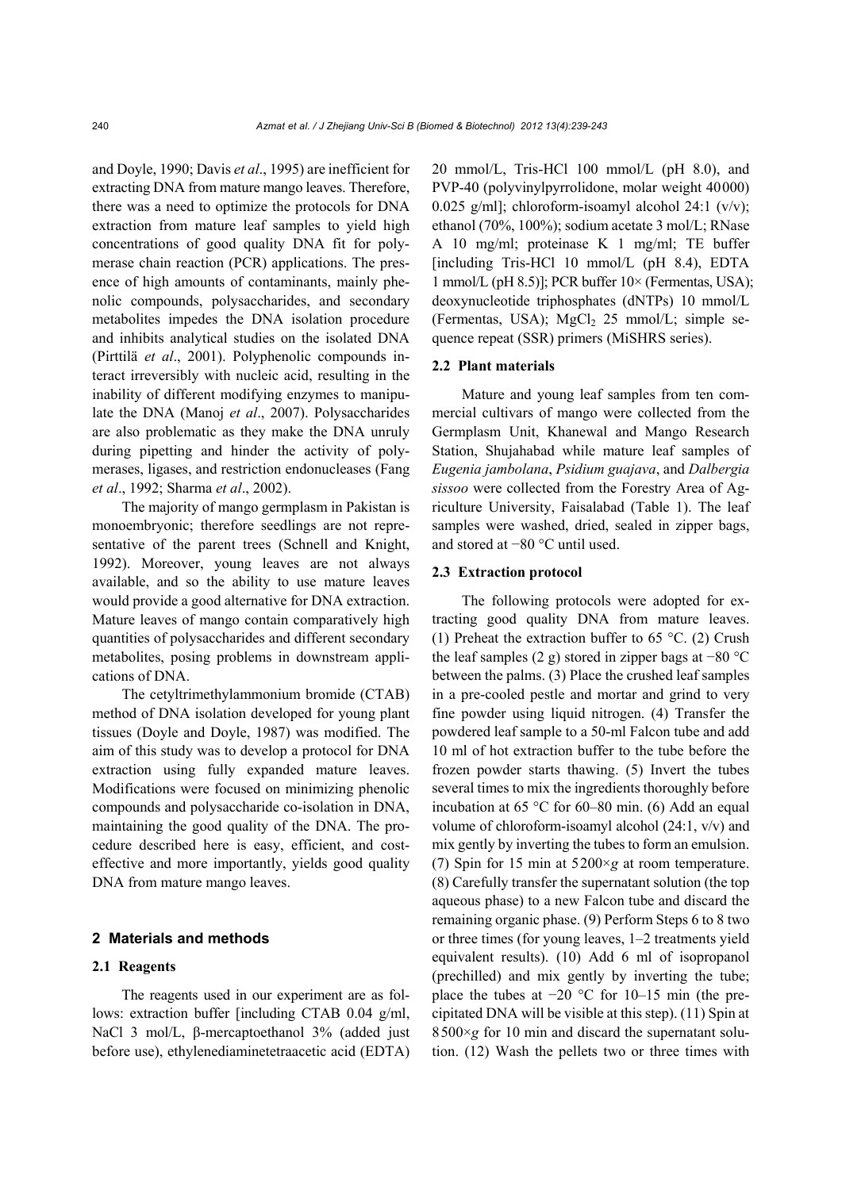and Doyle, 1990; Davis *et al*., 1995) are inefficient for extracting DNA from mature mango leaves. Therefore, there was a need to optimize the protocols for DNA extraction from mature leaf samples to yield high concentrations of good quality DNA fit for polymerase chain reaction (PCR) applications. The presence of high amounts of contaminants, mainly phenolic compounds, polysaccharides, and secondary metabolites impedes the DNA isolation procedure and inhibits analytical studies on the isolated DNA (Pirttilä *et al*., 2001). Polyphenolic compounds interact irreversibly with nucleic acid, resulting in the inability of different modifying enzymes to manipulate the DNA (Manoj *et al*., 2007). Polysaccharides are also problematic as they make the DNA unruly during pipetting and hinder the activity of polymerases, ligases, and restriction endonucleases (Fang *et al*., 1992; Sharma *et al*., 2002).

The majority of mango germplasm in Pakistan is monoembryonic; therefore seedlings are not representative of the parent trees (Schnell and Knight, 1992). Moreover, young leaves are not always available, and so the ability to use mature leaves would provide a good alternative for DNA extraction. Mature leaves of mango contain comparatively high quantities of polysaccharides and different secondary metabolites, posing problems in downstream applications of DNA.

The cetyltrimethylammonium bromide (CTAB) method of DNA isolation developed for young plant tissues (Doyle and Doyle, 1987) was modified. The aim of this study was to develop a protocol for DNA extraction using fully expanded mature leaves. Modifications were focused on minimizing phenolic compounds and polysaccharide co-isolation in DNA, maintaining the good quality of the DNA. The procedure described here is easy, efficient, and cost-effective and more importantly, yields good quality DNA from mature mango leaves.

## 2 Materials and methods

### 2.1 Reagents

The reagents used in our experiment are as follows: extraction buffer [including CTAB 0.04 g/ml, NaCl 3 mol/L, β-mercaptoethanol 3% (added just before use), ethylenediaminetetraacetic acid (EDTA) 20 mmol/L, Tris-HCl 100 mmol/L (pH 8.0), and PVP-40 (polyvinylpyrrolidone, molar weight 40000) 0.025 g/ml]; chloroform-isoamyl alcohol 24:1 (v/v); ethanol (70%, 100%); sodium acetate 3 mol/L; RNase A 10 mg/ml; proteinase K 1 mg/ml; TE buffer [including Tris-HCl 10 mmol/L (pH 8.4), EDTA 1 mmol/L (pH 8.5)]; PCR buffer 10× (Fermentas, USA); deoxynucleotide triphosphates (dNTPs) 10 mmol/L (Fermentas, USA); $MgCl_2$ 25 mmol/L; simple sequence repeat (SSR) primers (MiSHRS series).

### 2.2 Plant materials

Mature and young leaf samples from ten commercial cultivars of mango were collected from the Germplasm Unit, Khanewal and Mango Research Station, Shujahabad while mature leaf samples of *Eugenia jambolana*, *Psidium guajava*, and *Dalbergia sissoo* were collected from the Forestry Area of Agriculture University, Faisalabad (Table 1). The leaf samples were washed, dried, sealed in zipper bags, and stored at −80 °C until used.

### 2.3 Extraction protocol

The following protocols were adopted for extracting good quality DNA from mature leaves. (1) Preheat the extraction buffer to 65 °C. (2) Crush the leaf samples (2 g) stored in zipper bags at −80 °C between the palms. (3) Place the crushed leaf samples in a pre-cooled pestle and mortar and grind to very fine powder using liquid nitrogen. (4) Transfer the powdered leaf sample to a 50-ml Falcon tube and add 10 ml of hot extraction buffer to the tube before the frozen powder starts thawing. (5) Invert the tubes several times to mix the ingredients thoroughly before incubation at 65 °C for 60–80 min. (6) Add an equal volume of chloroform-isoamyl alcohol (24:1, v/v) and mix gently by inverting the tubes to form an emulsion. (7) Spin for 15 min at 5200×*g* at room temperature. (8) Carefully transfer the supernatant solution (the top aqueous phase) to a new Falcon tube and discard the remaining organic phase. (9) Perform Steps 6 to 8 two or three times (for young leaves, 1–2 treatments yield equivalent results). (10) Add 6 ml of isopropanol (prechilled) and mix gently by inverting the tube; place the tubes at −20 °C for 10–15 min (the precipitated DNA will be visible at this step). (11) Spin at 8500×*g* for 10 min and discard the supernatant solution. (12) Wash the pellets two or three times with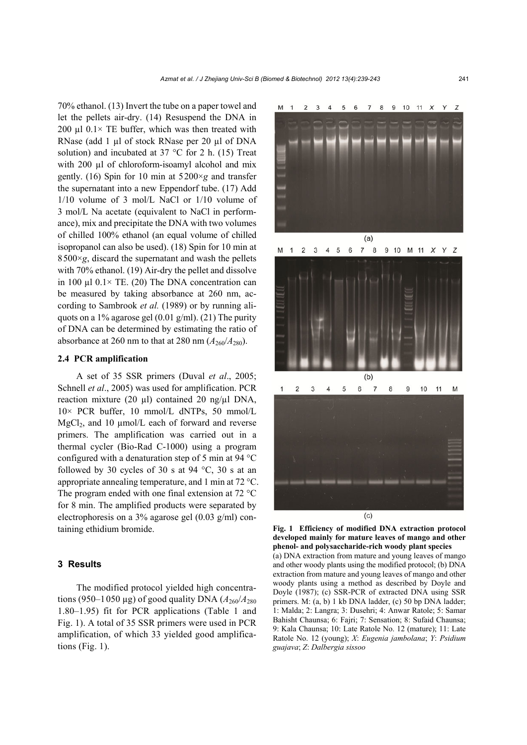70% ethanol. (13) Invert the tube on a paper towel and let the pellets air-dry. (14) Resuspend the DNA in 200 μl 0.1× TE buffer, which was then treated with RNase (add 1 μl of stock RNase per 20 μl of DNA solution) and incubated at 37 °C for 2 h. (15) Treat with 200 μl of chloroform-isoamyl alcohol and mix gently. (16) Spin for 10 min at 5200×*g* and transfer the supernatant into a new Eppendorf tube. (17) Add 1/10 volume of 3 mol/L NaCl or 1/10 volume of 3 mol/L Na acetate (equivalent to NaCl in performance), mix and precipitate the DNA with two volumes of chilled 100% ethanol (an equal volume of chilled isopropanol can also be used). (18) Spin for 10 min at 8500×*g*, discard the supernatant and wash the pellets with 70% ethanol. (19) Air-dry the pellet and dissolve in 100 μl 0.1× TE. (20) The DNA concentration can be measured by taking absorbance at 260 nm, according to Sambrook *et al.* (1989) or by running aliquots on a 1% agarose gel (0.01 g/ml). (21) The purity of DNA can be determined by estimating the ratio of absorbance at 260 nm to that at 280 nm ($A_{260}/A_{280}$).

### 2.4 PCR amplification

A set of 35 SSR primers (Duval *et al*., 2005; Schnell *et al*., 2005) was used for amplification. PCR reaction mixture (20 μl) contained 20 ng/μl DNA, 10× PCR buffer, 10 mmol/L dNTPs, 50 mmol/L $MgCl_2$, and 10 μmol/L each of forward and reverse primers. The amplification was carried out in a thermal cycler (Bio-Rad C-1000) using a program configured with a denaturation step of 5 min at 94 °C followed by 30 cycles of 30 s at 94 °C, 30 s at an appropriate annealing temperature, and 1 min at 72 °C. The program ended with one final extension at 72 °C for 8 min. The amplified products were separated by electrophoresis on a 3% agarose gel (0.03 g/ml) containing ethidium bromide.

## 3 Results

The modified protocol yielded high concentrations (950–1050 μg) of good quality DNA ($A_{260}/A_{280}$ 1.80–1.95) fit for PCR applications (Table 1 and Fig. 1). A total of 35 SSR primers were used in PCR amplification, of which 33 yielded good amplifications (Fig. 1).

**Fig. 1 Efficiency of modified DNA extraction protocol developed mainly for mature leaves of mango and other phenol- and polysaccharide-rich woody plant species**

(a) DNA extraction from mature and young leaves of mango and other woody plants using the modified protocol; (b) DNA extraction from mature and young leaves of mango and other woody plants using a method as described by Doyle and Doyle (1987); (c) SSR-PCR of extracted DNA using SSR primers. M: (a, b) 1 kb DNA ladder, (c) 50 bp DNA ladder; 1: Malda; 2: Langra; 3: Dusehri; 4: Anwar Ratole; 5: Samar Bahisht Chaunsa; 6: Fajri; 7: Sensation; 8: Sufaid Chaunsa; 9: Kala Chaunsa; 10: Late Ratole No. 12 (mature); 11: Late Ratole No. 12 (young); *X*: *Eugenia jambolana*; *Y*: *Psidium guajava*; *Z*: *Dalbergia sissoo*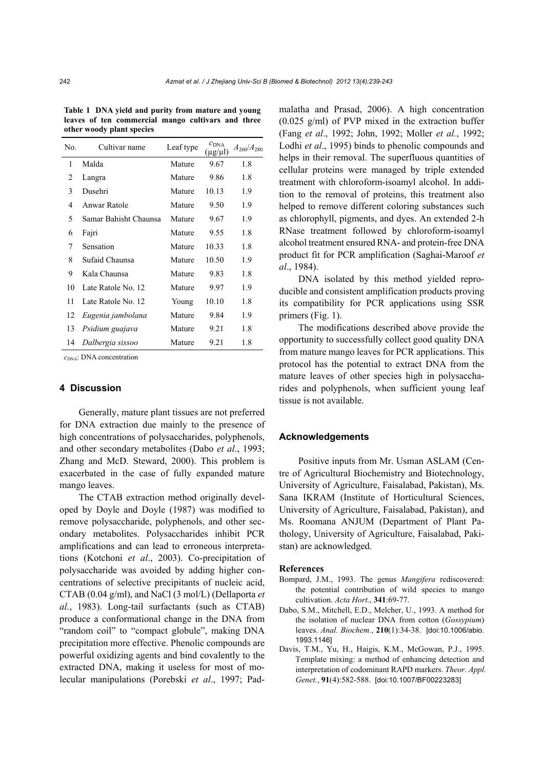**Table 1 DNA yield and purity from mature and young leaves of ten commercial mango cultivars and three other woody plant species**

| No. | Cultivar name | Leaf type | $c_{DNA}$ (μg/μl) | $A_{260}/A_{280}$ |
|---|---|---|---|---|
| 1 | Malda | Mature | 9.67 | 1.8 |
| 2 | Langra | Mature | 9.86 | 1.8 |
| 3 | Dusehri | Mature | 10.13 | 1.9 |
| 4 | Anwar Ratole | Mature | 9.50 | 1.9 |
| 5 | Samar Bahisht Chaunsa | Mature | 9.67 | 1.9 |
| 6 | Fajri | Mature | 9.55 | 1.8 |
| 7 | Sensation | Mature | 10.33 | 1.8 |
| 8 | Sufaid Chaunsa | Mature | 10.50 | 1.9 |
| 9 | Kala Chaunsa | Mature | 9.83 | 1.8 |
| 10 | Late Ratole No. 12 | Mature | 9.97 | 1.9 |
| 11 | Late Ratole No. 12 | Young | 10.10 | 1.8 |
| 12 | *Eugenia jambolana* | Mature | 9.84 | 1.9 |
| 13 | *Psidium guajava* | Mature | 9.21 | 1.8 |
| 14 | *Dalbergia sissoo* | Mature | 9.21 | 1.8 |

$c_{DNA}$: DNA concentration

## 4 Discussion

Generally, mature plant tissues are not preferred for DNA extraction due mainly to the presence of high concentrations of polysaccharides, polyphenols, and other secondary metabolites (Dabo *et al*., 1993; Zhang and McD. Steward, 2000). This problem is exacerbated in the case of fully expanded mature mango leaves.

The CTAB extraction method originally developed by Doyle and Doyle (1987) was modified to remove polysaccharide, polyphenols, and other secondary metabolites. Polysaccharides inhibit PCR amplifications and can lead to erroneous interpretations (Kotchoni *et al*., 2003). Co-precipitation of polysaccharide was avoided by adding higher concentrations of selective precipitants of nucleic acid, CTAB (0.04 g/ml), and NaCl (3 mol/L) (Dellaporta *et al.*, 1983). Long-tail surfactants (such as CTAB) produce a conformational change in the DNA from "random coil" to "compact globule", making DNA precipitation more effective. Phenolic compounds are powerful oxidizing agents and bind covalently to the extracted DNA, making it useless for most of molecular manipulations (Porebski *et al*., 1997; Padmalatha and Prasad, 2006). A high concentration (0.025 g/ml) of PVP mixed in the extraction buffer (Fang *et al*., 1992; John, 1992; Moller *et al.*, 1992; Lodhi *et al*., 1995) binds to phenolic compounds and helps in their removal. The superfluous quantities of cellular proteins were managed by triple extended treatment with chloroform-isoamyl alcohol. In addition to the removal of proteins, this treatment also helped to remove different coloring substances such as chlorophyll, pigments, and dyes. An extended 2-h RNase treatment followed by chloroform-isoamyl alcohol treatment ensured RNA- and protein-free DNA product fit for PCR amplification (Saghai-Maroof *et al*., 1984).

DNA isolated by this method yielded reproducible and consistent amplification products proving its compatibility for PCR applications using SSR primers (Fig. 1).

The modifications described above provide the opportunity to successfully collect good quality DNA from mature mango leaves for PCR applications. This protocol has the potential to extract DNA from the mature leaves of other species high in polysaccharides and polyphenols, when sufficient young leaf tissue is not available.

## Acknowledgements

Positive inputs from Mr. Usman ASLAM (Centre of Agricultural Biochemistry and Biotechnology, University of Agriculture, Faisalabad, Pakistan), Ms. Sana IKRAM (Institute of Horticultural Sciences, University of Agriculture, Faisalabad, Pakistan), and Ms. Roomana ANJUM (Department of Plant Pathology, University of Agriculture, Faisalabad, Pakistan) are acknowledged.

## References

Bompard, J.M., 1993. The genus *Mangifera* rediscovered: the potential contribution of wild species to mango cultivation. *Acta Hort.*, **341**:69-77.

Dabo, S.M., Mitchell, E.D., Melcher, U., 1993. A method for the isolation of nuclear DNA from cotton (*Gossypium*) leaves. *Anal. Biochem.*, **210**(1):34-38. [doi:10.1006/abio.1993.1146]

Davis, T.M., Yu, H., Haigis, K.M., McGowan, P.J., 1995. Template mixing: a method of enhancing detection and interpretation of codominant RAPD markers. *Theor. Appl. Genet.*, **91**(4):582-588. [doi:10.1007/BF00223283]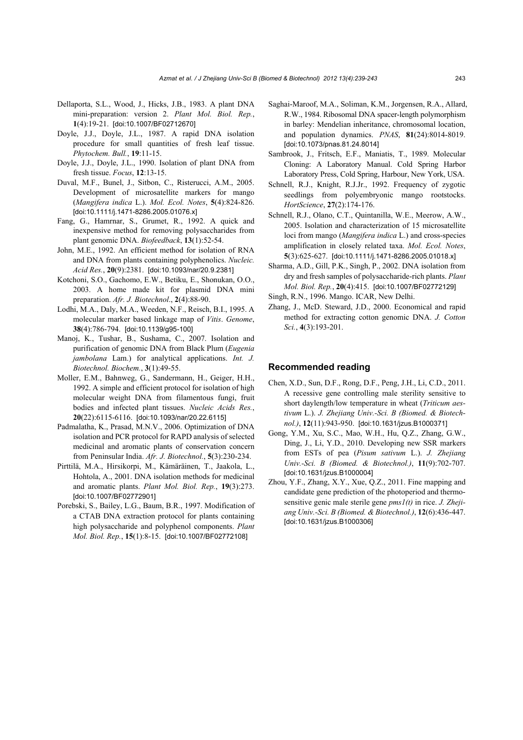Dellaporta, S.L., Wood, J., Hicks, J.B., 1983. A plant DNA mini-preparation: version 2. *Plant Mol. Biol. Rep.*, **1**(4):19-21. [doi:10.1007/BF02712670]

Doyle, J.J., Doyle, J.L., 1987. A rapid DNA isolation procedure for small quantities of fresh leaf tissue. *Phytochem. Bull.*, **19**:11-15.

Doyle, J.J., Doyle, J.L., 1990. Isolation of plant DNA from fresh tissue. *Focus*, **12**:13-15.

Duval, M.F., Bunel, J., Sitbon, C., Risterucci, A.M., 2005. Development of microsatellite markers for mango (*Mangifera indica* L.). *Mol. Ecol. Notes*, **5**(4):824-826. [doi:10.1111/j.1471-8286.2005.01076.x]

Fang, G., Hamrnar, S., Grumet, R., 1992. A quick and inexpensive method for removing polysaccharides from plant genomic DNA. *Biofeedback*, **13**(1):52-54.

John, M.E., 1992. An efficient method for isolation of RNA and DNA from plants containing polyphenolics. *Nucleic. Acid Res.*, **20**(9):2381. [doi:10.1093/nar/20.9.2381]

Kotchoni, S.O., Gachomo, E.W., Betiku, E., Shonukan, O.O., 2003. A home made kit for plasmid DNA mini preparation. *Afr. J. Biotechnol*., **2**(4):88-90.

Lodhi, M.A., Daly, M.A., Weeden, N.F., Reisch, B.I., 1995. A molecular marker based linkage map of *Vitis*. *Genome*, **38**(4):786-794. [doi:10.1139/g95-100]

Manoj, K., Tushar, B., Sushama, C., 2007. Isolation and purification of genomic DNA from Black Plum (*Eugenia jambolana* Lam.) for analytical applications. *Int. J. Biotechnol. Biochem.*, **3**(1):49-55.

Moller, E.M., Bahnweg, G., Sandermann, H., Geiger, H.H., 1992. A simple and efficient protocol for isolation of high molecular weight DNA from filamentous fungi, fruit bodies and infected plant tissues. *Nucleic Acids Res.*, **20**(22):6115-6116. [doi:10.1093/nar/20.22.6115]

Padmalatha, K., Prasad, M.N.V., 2006. Optimization of DNA isolation and PCR protocol for RAPD analysis of selected medicinal and aromatic plants of conservation concern from Peninsular India. *Afr. J. Biotechnol.*, **5**(3):230-234.

Pirttilä, M.A., Hirsikorpi, M., Kämäräinen, T., Jaakola, L., Hohtola, A., 2001. DNA isolation methods for medicinal and aromatic plants. *Plant Mol. Biol. Rep.*, **19**(3):273. [doi:10.1007/BF02772901]

Porebski, S., Bailey, L.G., Baum, B.R., 1997. Modification of a CTAB DNA extraction protocol for plants containing high polysaccharide and polyphenol components. *Plant Mol. Biol. Rep.*, **15**(1):8-15. [doi:10.1007/BF02772108]

Saghai-Maroof, M.A., Soliman, K.M., Jorgensen, R.A., Allard, R.W., 1984. Ribosomal DNA spacer-length polymorphism in barley: Mendelian inheritance, chromosomal location, and population dynamics. *PNAS*, **81**(24):8014-8019. [doi:10.1073/pnas.81.24.8014]

Sambrook, J., Fritsch, E.F., Maniatis, T., 1989. Molecular Cloning: A Laboratory Manual. Cold Spring Harbor Laboratory Press, Cold Spring, Harbour, New York, USA.

Schnell, R.J., Knight, R.J.Jr., 1992. Frequency of zygotic seedlings from polyembryonic mango rootstocks. *HortScience*, **27**(2):174-176.

Schnell, R.J., Olano, C.T., Quintanilla, W.E., Meerow, A.W., 2005. Isolation and characterization of 15 microsatellite loci from mango (*Mangifera indica* L.) and cross-species amplification in closely related taxa. *Mol. Ecol. Notes*, **5**(3):625-627. [doi:10.1111/j.1471-8286.2005.01018.x]

Sharma, A.D., Gill, P.K., Singh, P., 2002. DNA isolation from dry and fresh samples of polysaccharide-rich plants. *Plant Mol. Biol. Rep.*, **20**(4):415. [doi:10.1007/BF02772129]

Singh, R.N., 1996. Mango. ICAR, New Delhi.

Zhang, J., McD. Steward, J.D., 2000. Economical and rapid method for extracting cotton genomic DNA. *J. Cotton Sci.*, **4**(3):193-201.

## Recommended reading

Chen, X.D., Sun, D.F., Rong, D.F., Peng, J.H., Li, C.D., 2011. A recessive gene controlling male sterility sensitive to short daylength/low temperature in wheat (*Triticum aestivum* L.). *J. Zhejiang Univ.-Sci. B (Biomed. & Biotechnol.)*, **12**(11):943-950. [doi:10.1631/jzus.B1000371]

Gong, Y.M., Xu, S.C., Mao, W.H., Hu, Q.Z., Zhang, G.W., Ding, J., Li, Y.D., 2010. Developing new SSR markers from ESTs of pea (*Pisum sativum* L.). *J. Zhejiang Univ.-Sci. B (Biomed. & Biotechnol.)*, **11**(9):702-707. [doi:10.1631/jzus.B1000004]

Zhou, Y.F., Zhang, X.Y., Xue, Q.Z., 2011. Fine mapping and candidate gene prediction of the photoperiod and thermo-sensitive genic male sterile gene *pms1(t)* in rice. *J. Zhejiang Univ.-Sci. B (Biomed. & Biotechnol.)*, **12**(6):436-447. [doi:10.1631/jzus.B1000306]